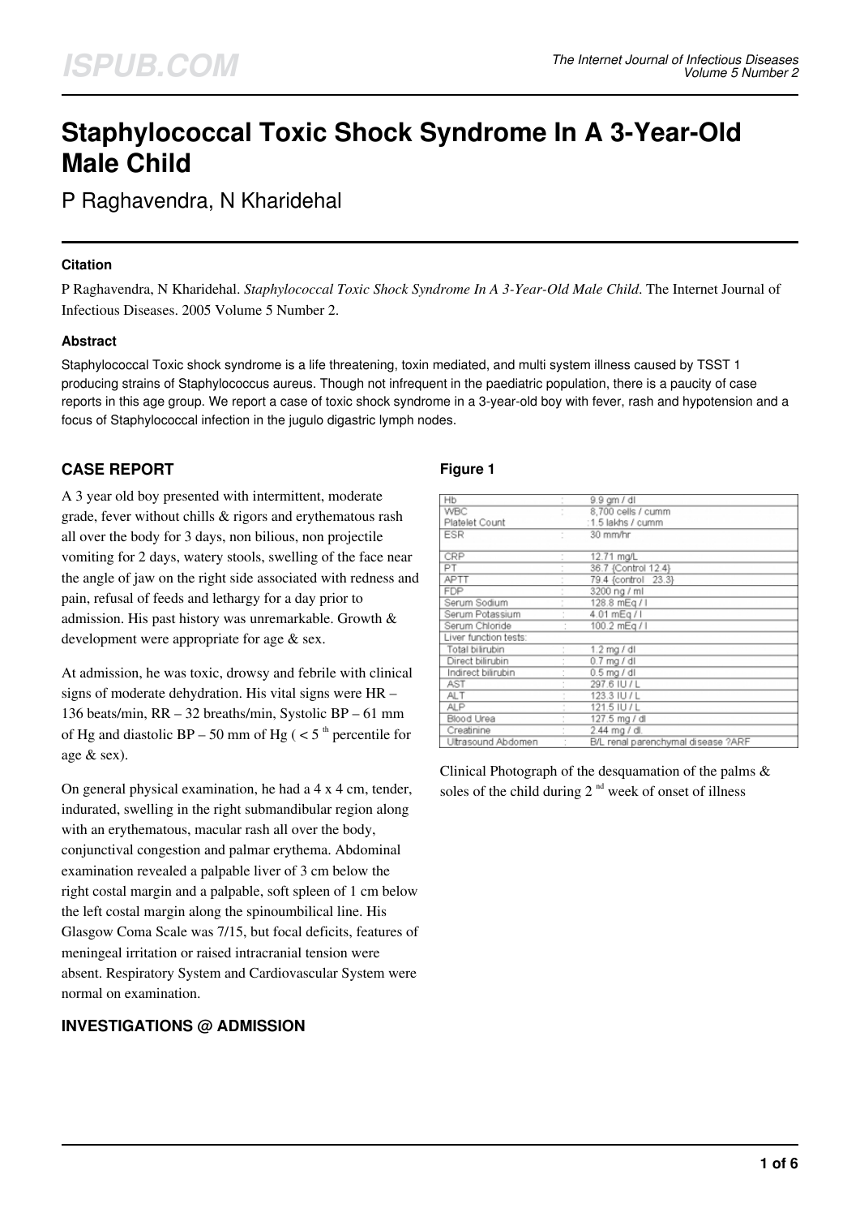# Staphylococcal Toxic Shock Syndrome In A 3-Year-Old Male Child

P Raghavendra, N Kharidehal

### Citation

P Raghavendra, N Kharidehal. *Staphylococcal Toxic Shock Syndrome In A 3-Year-Old Male Child*. The Internet Journal of Infectious Diseases. 2005 Volume 5 Number 2.

### Abstract

Staphylococcal Toxic shock syndrome is a life threatening, toxin mediated, and multi system illness caused by TSST 1 producing strains of Staphylococcus aureus. Though not infrequent in the paediatric population, there is a paucity of case reports in this age group. We report a case of toxic shock syndrome in a 3-year-old boy with fever, rash and hypotension and a focus of Staphylococcal infection in the jugulo digastric lymph nodes.

## CASE REPORT

A 3 year old boy presented with intermittent, moderate grade, fever without chills & rigors and erythematous rash all over the body for 3 days, non bilious, non projectile vomiting for 2 days, watery stools, swelling of the face near the angle of jaw on the right side associated with redness and pain, refusal of feeds and lethargy for a day prior to admission. His past history was unremarkable. Growth & development were appropriate for age & sex.

At admission, he was toxic, drowsy and febrile with clinical signs of moderate dehydration. His vital signs were HR – 136 beats/min, RR – 32 breaths/min, Systolic BP – 61 mm of Hg and diastolic BP – 50 mm of Hg ( < 5 th percentile for age & sex).

On general physical examination, he had a 4 x 4 cm, tender, indurated, swelling in the right submandibular region along with an erythematous, macular rash all over the body, conjunctival congestion and palmar erythema. Abdominal examination revealed a palpable liver of 3 cm below the right costal margin and a palpable, soft spleen of 1 cm below the left costal margin along the spinoumbilical line. His Glasgow Coma Scale was 7/15, but focal deficits, features of meningeal irritation or raised intracranial tension were absent. Respiratory System and Cardiovascular System were normal on examination.

## INVESTIGATIONS @ ADMISSION

### Figure 1

| | | |
|---|---|---|
| Hb | : | 9.9 gm / dl |
| WBC | : | 8,700 cells / cumm |
| Platelet Count | : | 1.5 lakhs / cumm |
| ESR | : | 30 mm/hr |
| CRP | : | 12.71 mg/L |
| PT | : | 36.7 {Control 12.4} |
| APTT | : | 79.4 {control 23.3} |
| FDP | : | 3200 ng / ml |
| Serum Sodium | : | 128.8 mEq / l |
| Serum Potassium | : | 4.01 mEq / l |
| Serum Chloride | : | 100.2 mEq / l |
| Liver function tests: | | |
| Total bilirubin | : | 1.2 mg / dl |
| Direct bilirubin | : | 0.7 mg / dl |
| Indirect bilirubin | : | 0.5 mg / dl |
| AST | : | 297.6 IU / L |
| ALT | : | 123.3 IU / L |
| ALP | : | 121.5 IU / L |
| Blood Urea | : | 127.5 mg / dl |
| Creatinine | : | 2.44 mg / dl. |
| Ultrasound Abdomen | : | B/L renal parenchymal disease ?ARF |

Clinical Photograph of the desquamation of the palms & soles of the child during 2 nd week of onset of illness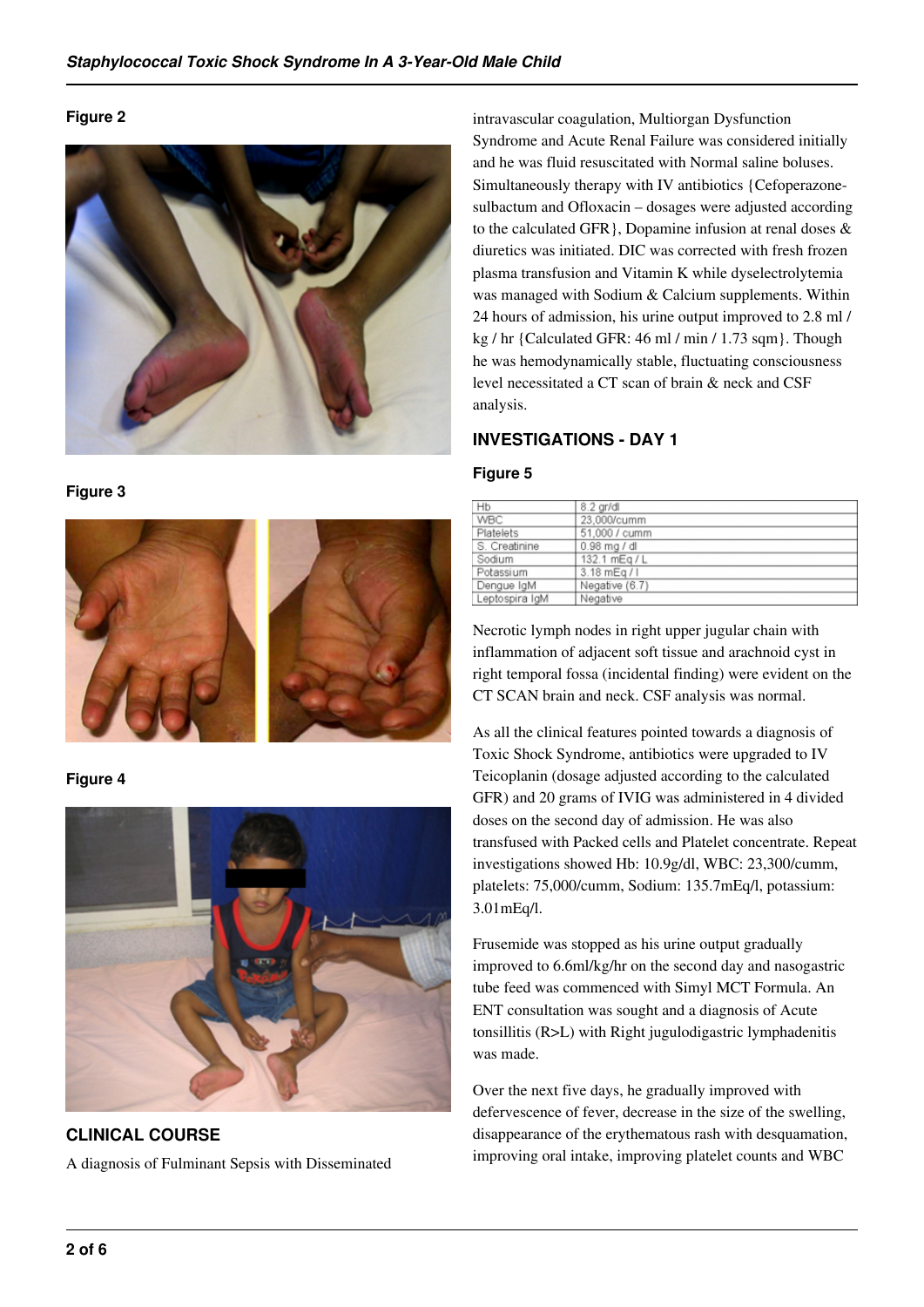**Figure 2**

**Figure 3**

**Figure 4**

## CLINICAL COURSE

A diagnosis of Fulminant Sepsis with Disseminated intravascular coagulation, Multiorgan Dysfunction Syndrome and Acute Renal Failure was considered initially and he was fluid resuscitated with Normal saline boluses. Simultaneously therapy with IV antibiotics {Cefoperazone-sulbactum and Ofloxacin – dosages were adjusted according to the calculated GFR}, Dopamine infusion at renal doses & diuretics was initiated. DIC was corrected with fresh frozen plasma transfusion and Vitamin K while dyselectrolytemia was managed with Sodium & Calcium supplements. Within 24 hours of admission, his urine output improved to 2.8 ml / kg / hr {Calculated GFR: 46 ml / min / 1.73 sqm}. Though he was hemodynamically stable, fluctuating consciousness level necessitated a CT scan of brain & neck and CSF analysis.

## INVESTIGATIONS - DAY 1

**Figure 5**

| Hb | 8.2 gr/dl |
|---|---|
| WBC | 23,000/cumm |
| Platelets | 51,000 / cumm |
| S. Creatinine | 0.98 mg / dl |
| Sodium | 132.1 mEq / L |
| Potassium | 3.18 mEq / l |
| Dengue IgM | Negative (6.7) |
| Leptospira IgM | Negative |

Necrotic lymph nodes in right upper jugular chain with inflammation of adjacent soft tissue and arachnoid cyst in right temporal fossa (incidental finding) were evident on the CT SCAN brain and neck. CSF analysis was normal.

As all the clinical features pointed towards a diagnosis of Toxic Shock Syndrome, antibiotics were upgraded to IV Teicoplanin (dosage adjusted according to the calculated GFR) and 20 grams of IVIG was administered in 4 divided doses on the second day of admission. He was also transfused with Packed cells and Platelet concentrate. Repeat investigations showed Hb: 10.9g/dl, WBC: 23,300/cumm, platelets: 75,000/cumm, Sodium: 135.7mEq/l, potassium: 3.01mEq/l.

Frusemide was stopped as his urine output gradually improved to 6.6ml/kg/hr on the second day and nasogastric tube feed was commenced with Simyl MCT Formula. An ENT consultation was sought and a diagnosis of Acute tonsillitis (R>L) with Right jugulodigastric lymphadenitis was made.

Over the next five days, he gradually improved with defervescence of fever, decrease in the size of the swelling, disappearance of the erythematous rash with desquamation, improving oral intake, improving platelet counts and WBC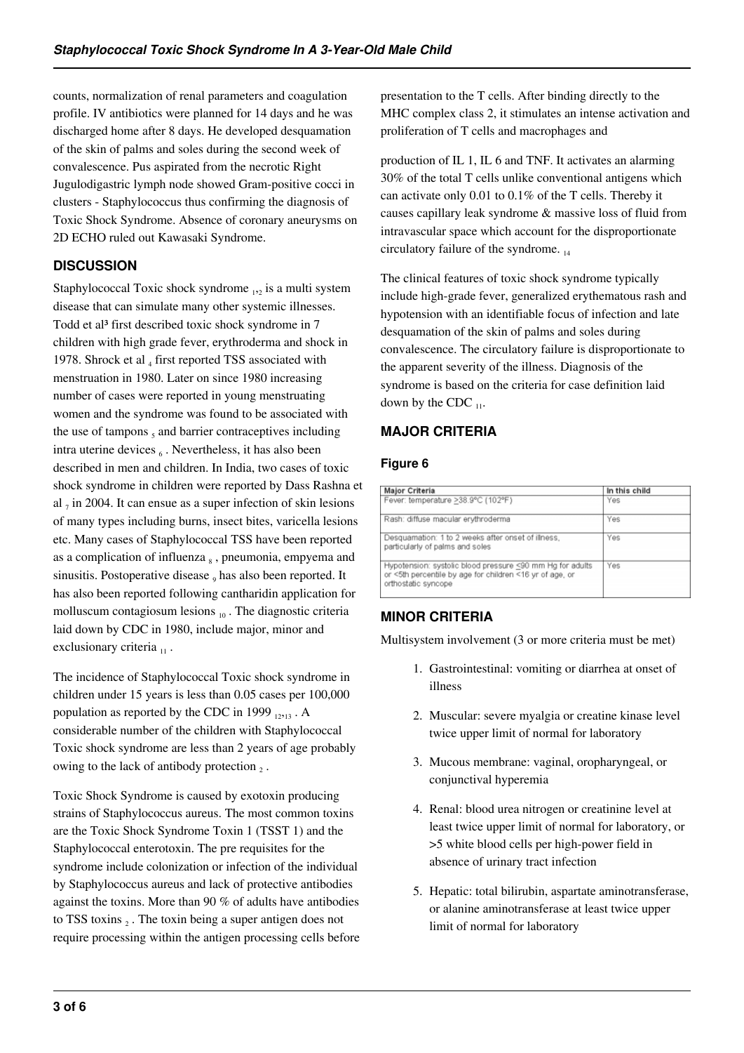counts, normalization of renal parameters and coagulation profile. IV antibiotics were planned for 14 days and he was discharged home after 8 days. He developed desquamation of the skin of palms and soles during the second week of convalescence. Pus aspirated from the necrotic Right Jugulodigastric lymph node showed Gram-positive cocci in clusters - Staphylococcus thus confirming the diagnosis of Toxic Shock Syndrome. Absence of coronary aneurysms on 2D ECHO ruled out Kawasaki Syndrome.

## DISCUSSION

Staphylococcal Toxic shock syndrome [1,2] is a multi system disease that can simulate many other systemic illnesses. Todd et al[3] first described toxic shock syndrome in 7 children with high grade fever, erythroderma and shock in 1978. Shrock et al [4] first reported TSS associated with menstruation in 1980. Later on since 1980 increasing number of cases were reported in young menstruating women and the syndrome was found to be associated with the use of tampons [5] and barrier contraceptives including intra uterine devices [6]. Nevertheless, it has also been described in men and children. In India, two cases of toxic shock syndrome in children were reported by Dass Rashna et al [7] in 2004. It can ensue as a super infection of skin lesions of many types including burns, insect bites, varicella lesions etc. Many cases of Staphylococcal TSS have been reported as a complication of influenza [8], pneumonia, empyema and sinusitis. Postoperative disease [9] has also been reported. It has also been reported following cantharidin application for molluscum contagiosum lesions [10]. The diagnostic criteria laid down by CDC in 1980, include major, minor and exclusionary criteria [11].

The incidence of Staphylococcal Toxic shock syndrome in children under 15 years is less than 0.05 cases per 100,000 population as reported by the CDC in 1999 [12,13]. A considerable number of the children with Staphylococcal Toxic shock syndrome are less than 2 years of age probably owing to the lack of antibody protection [2].

Toxic Shock Syndrome is caused by exotoxin producing strains of Staphylococcus aureus. The most common toxins are the Toxic Shock Syndrome Toxin 1 (TSST 1) and the Staphylococcal enterotoxin. The pre requisites for the syndrome include colonization or infection of the individual by Staphylococcus aureus and lack of protective antibodies against the toxins. More than 90 % of adults have antibodies to TSS toxins [2]. The toxin being a super antigen does not require processing within the antigen processing cells before presentation to the T cells. After binding directly to the MHC complex class 2, it stimulates an intense activation and proliferation of T cells and macrophages and

production of IL 1, IL 6 and TNF. It activates an alarming 30% of the total T cells unlike conventional antigens which can activate only 0.01 to 0.1% of the T cells. Thereby it causes capillary leak syndrome & massive loss of fluid from intravascular space which account for the disproportionate circulatory failure of the syndrome. [14]

The clinical features of toxic shock syndrome typically include high-grade fever, generalized erythematous rash and hypotension with an identifiable focus of infection and late desquamation of the skin of palms and soles during convalescence. The circulatory failure is disproportionate to the apparent severity of the illness. Diagnosis of the syndrome is based on the criteria for case definition laid down by the CDC [11].

## MAJOR CRITERIA

### Figure 6

| Major Criteria | In this child |
|---|---|
| Fever: temperature ≥38.9°C (102°F) | Yes |
| Rash: diffuse macular erythroderma | Yes |
| Desquamation: 1 to 2 weeks after onset of illness, particularly of palms and soles | Yes |
| Hypotension: systolic blood pressure ≤90 mm Hg for adults or <5th percentile by age for children <16 yr of age, or orthostatic syncope | Yes |

## MINOR CRITERIA

Multisystem involvement (3 or more criteria must be met)

1. Gastrointestinal: vomiting or diarrhea at onset of illness
2. Muscular: severe myalgia or creatine kinase level twice upper limit of normal for laboratory
3. Mucous membrane: vaginal, oropharyngeal, or conjunctival hyperemia
4. Renal: blood urea nitrogen or creatinine level at least twice upper limit of normal for laboratory, or >5 white blood cells per high-power field in absence of urinary tract infection
5. Hepatic: total bilirubin, aspartate aminotransferase, or alanine aminotransferase at least twice upper limit of normal for laboratory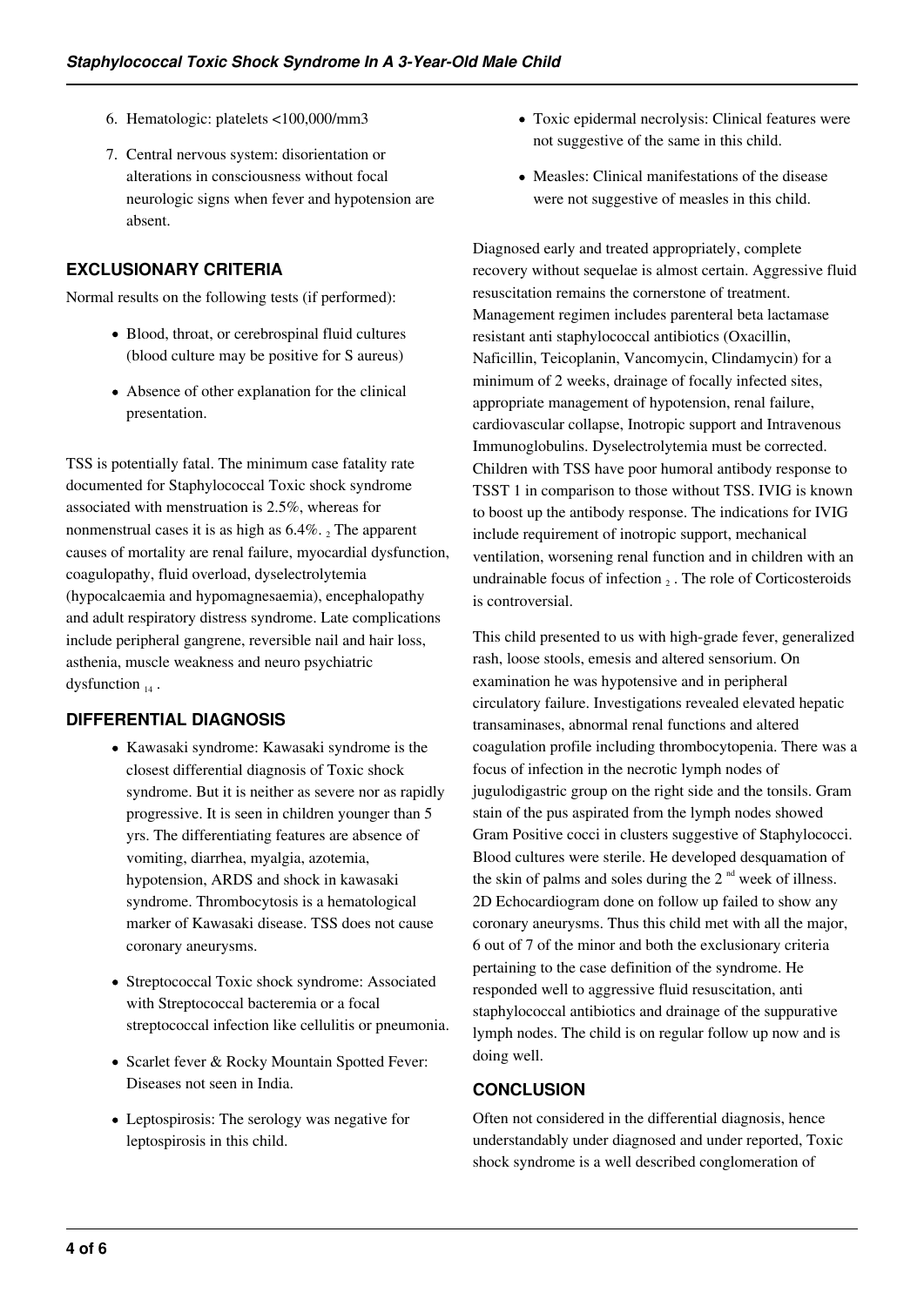6. Hematologic: platelets <100,000/mm3
7. Central nervous system: disorientation or alterations in consciousness without focal neurologic signs when fever and hypotension are absent.

## EXCLUSIONARY CRITERIA

Normal results on the following tests (if performed):

- Blood, throat, or cerebrospinal fluid cultures (blood culture may be positive for S aureus)
- Absence of other explanation for the clinical presentation.

TSS is potentially fatal. The minimum case fatality rate documented for Staphylococcal Toxic shock syndrome associated with menstruation is 2.5%, whereas for nonmenstrual cases it is as high as 6.4%. [2] The apparent causes of mortality are renal failure, myocardial dysfunction, coagulopathy, fluid overload, dyselectrolytemia (hypocalcaemia and hypomagnesaemia), encephalopathy and adult respiratory distress syndrome. Late complications include peripheral gangrene, reversible nail and hair loss, asthenia, muscle weakness and neuro psychiatric dysfunction [14].

## DIFFERENTIAL DIAGNOSIS

- Kawasaki syndrome: Kawasaki syndrome is the closest differential diagnosis of Toxic shock syndrome. But it is neither as severe nor as rapidly progressive. It is seen in children younger than 5 yrs. The differentiating features are absence of vomiting, diarrhea, myalgia, azotemia, hypotension, ARDS and shock in kawasaki syndrome. Thrombocytosis is a hematological marker of Kawasaki disease. TSS does not cause coronary aneurysms.
- Streptococcal Toxic shock syndrome: Associated with Streptococcal bacteremia or a focal streptococcal infection like cellulitis or pneumonia.
- Scarlet fever & Rocky Mountain Spotted Fever: Diseases not seen in India.
- Leptospirosis: The serology was negative for leptospirosis in this child.
- Toxic epidermal necrolysis: Clinical features were not suggestive of the same in this child.
- Measles: Clinical manifestations of the disease were not suggestive of measles in this child.

Diagnosed early and treated appropriately, complete recovery without sequelae is almost certain. Aggressive fluid resuscitation remains the cornerstone of treatment. Management regimen includes parenteral beta lactamase resistant anti staphylococcal antibiotics (Oxacillin, Naficillin, Teicoplanin, Vancomycin, Clindamycin) for a minimum of 2 weeks, drainage of focally infected sites, appropriate management of hypotension, renal failure, cardiovascular collapse, Inotropic support and Intravenous Immunoglobulins. Dyselectrolytemia must be corrected. Children with TSS have poor humoral antibody response to TSST 1 in comparison to those without TSS. IVIG is known to boost up the antibody response. The indications for IVIG include requirement of inotropic support, mechanical ventilation, worsening renal function and in children with an undrainable focus of infection [2]. The role of Corticosteroids is controversial.

This child presented to us with high-grade fever, generalized rash, loose stools, emesis and altered sensorium. On examination he was hypotensive and in peripheral circulatory failure. Investigations revealed elevated hepatic transaminases, abnormal renal functions and altered coagulation profile including thrombocytopenia. There was a focus of infection in the necrotic lymph nodes of jugulodigastric group on the right side and the tonsils. Gram stain of the pus aspirated from the lymph nodes showed Gram Positive cocci in clusters suggestive of Staphylococci. Blood cultures were sterile. He developed desquamation of the skin of palms and soles during the 2nd week of illness. 2D Echocardiogram done on follow up failed to show any coronary aneurysms. Thus this child met with all the major, 6 out of 7 of the minor and both the exclusionary criteria pertaining to the case definition of the syndrome. He responded well to aggressive fluid resuscitation, anti staphylococcal antibiotics and drainage of the suppurative lymph nodes. The child is on regular follow up now and is doing well.

## CONCLUSION

Often not considered in the differential diagnosis, hence understandably under diagnosed and under reported, Toxic shock syndrome is a well described conglomeration of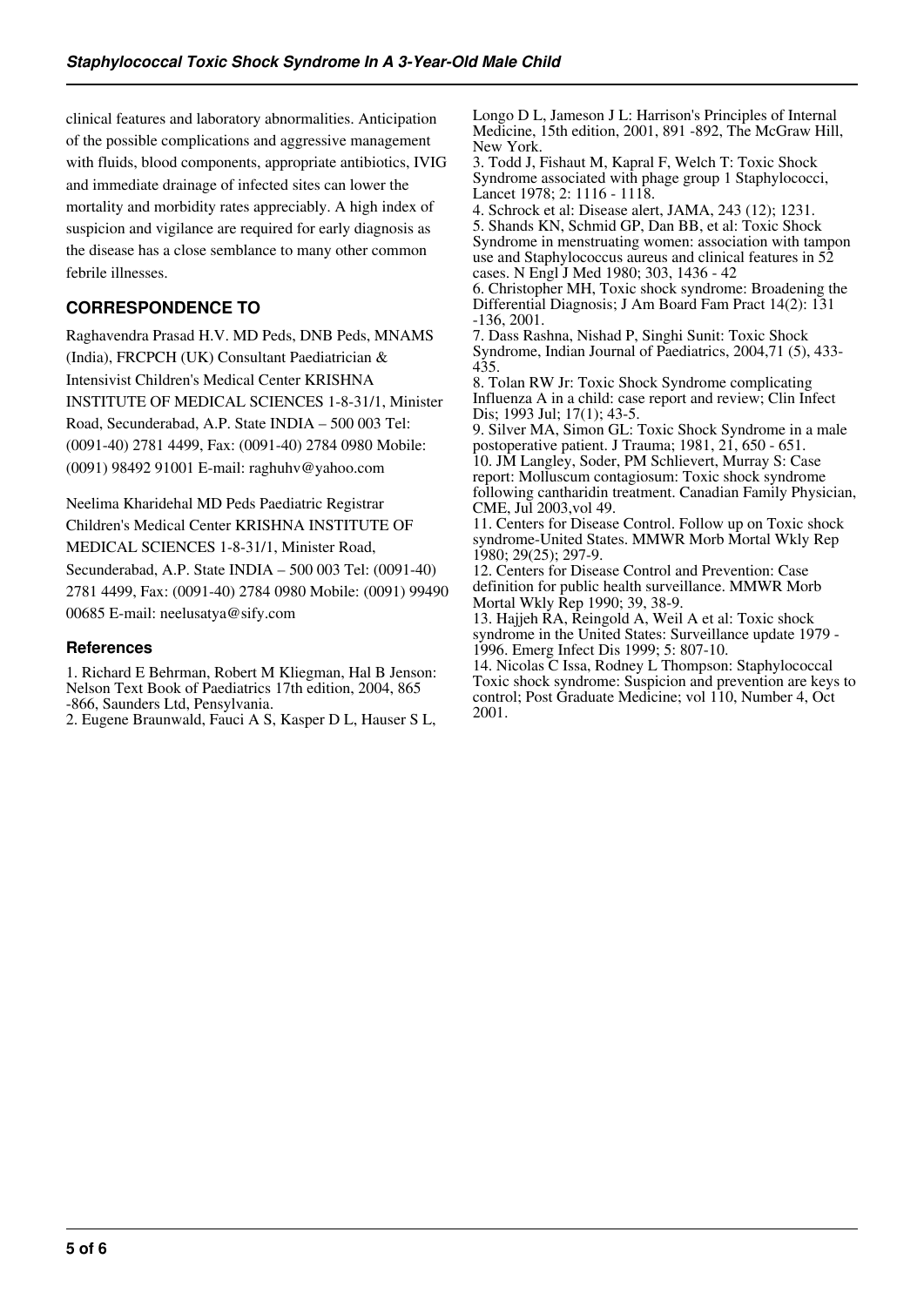clinical features and laboratory abnormalities. Anticipation of the possible complications and aggressive management with fluids, blood components, appropriate antibiotics, IVIG and immediate drainage of infected sites can lower the mortality and morbidity rates appreciably. A high index of suspicion and vigilance are required for early diagnosis as the disease has a close semblance to many other common febrile illnesses.

## CORRESPONDENCE TO

Raghavendra Prasad H.V. MD Peds, DNB Peds, MNAMS (India), FRCPCH (UK) Consultant Paediatrician & Intensivist Children's Medical Center KRISHNA INSTITUTE OF MEDICAL SCIENCES 1-8-31/1, Minister Road, Secunderabad, A.P. State INDIA – 500 003 Tel: (0091-40) 2781 4499, Fax: (0091-40) 2784 0980 Mobile: (0091) 98492 91001 E-mail: raghuhv@yahoo.com

Neelima Kharidehal MD Peds Paediatric Registrar Children's Medical Center KRISHNA INSTITUTE OF MEDICAL SCIENCES 1-8-31/1, Minister Road, Secunderabad, A.P. State INDIA – 500 003 Tel: (0091-40) 2781 4499, Fax: (0091-40) 2784 0980 Mobile: (0091) 99490 00685 E-mail: neelusatya@sify.com

### References

1. Richard E Behrman, Robert M Kliegman, Hal B Jenson: Nelson Text Book of Paediatrics 17th edition, 2004, 865 -866, Saunders Ltd, Pensylvania.
2. Eugene Braunwald, Fauci A S, Kasper D L, Hauser S L, Longo D L, Jameson J L: Harrison's Principles of Internal Medicine, 15th edition, 2001, 891 -892, The McGraw Hill, New York.
3. Todd J, Fishaut M, Kapral F, Welch T: Toxic Shock Syndrome associated with phage group 1 Staphylococci, Lancet 1978; 2: 1116 - 1118.
4. Schrock et al: Disease alert, JAMA, 243 (12); 1231.
5. Shands KN, Schmid GP, Dan BB, et al: Toxic Shock Syndrome in menstruating women: association with tampon use and Staphylococcus aureus and clinical features in 52 cases. N Engl J Med 1980; 303, 1436 - 42
6. Christopher MH, Toxic shock syndrome: Broadening the Differential Diagnosis; J Am Board Fam Pract 14(2): 131 -136, 2001.
7. Dass Rashna, Nishad P, Singhi Sunit: Toxic Shock Syndrome, Indian Journal of Paediatrics, 2004,71 (5), 433-435.
8. Tolan RW Jr: Toxic Shock Syndrome complicating Influenza A in a child: case report and review; Clin Infect Dis; 1993 Jul; 17(1); 43-5.
9. Silver MA, Simon GL: Toxic Shock Syndrome in a male postoperative patient. J Trauma; 1981, 21, 650 - 651.
10. JM Langley, Soder, PM Schlievert, Murray S: Case report: Molluscum contagiosum: Toxic shock syndrome following cantharidin treatment. Canadian Family Physician, CME, Jul 2003,vol 49.
11. Centers for Disease Control. Follow up on Toxic shock syndrome-United States. MMWR Morb Mortal Wkly Rep 1980; 29(25); 297-9.
12. Centers for Disease Control and Prevention: Case definition for public health surveillance. MMWR Morb Mortal Wkly Rep 1990; 39, 38-9.
13. Hajjeh RA, Reingold A, Weil A et al: Toxic shock syndrome in the United States: Surveillance update 1979 - 1996. Emerg Infect Dis 1999; 5: 807-10.
14. Nicolas C Issa, Rodney L Thompson: Staphylococcal Toxic shock syndrome: Suspicion and prevention are keys to control; Post Graduate Medicine; vol 110, Number 4, Oct 2001.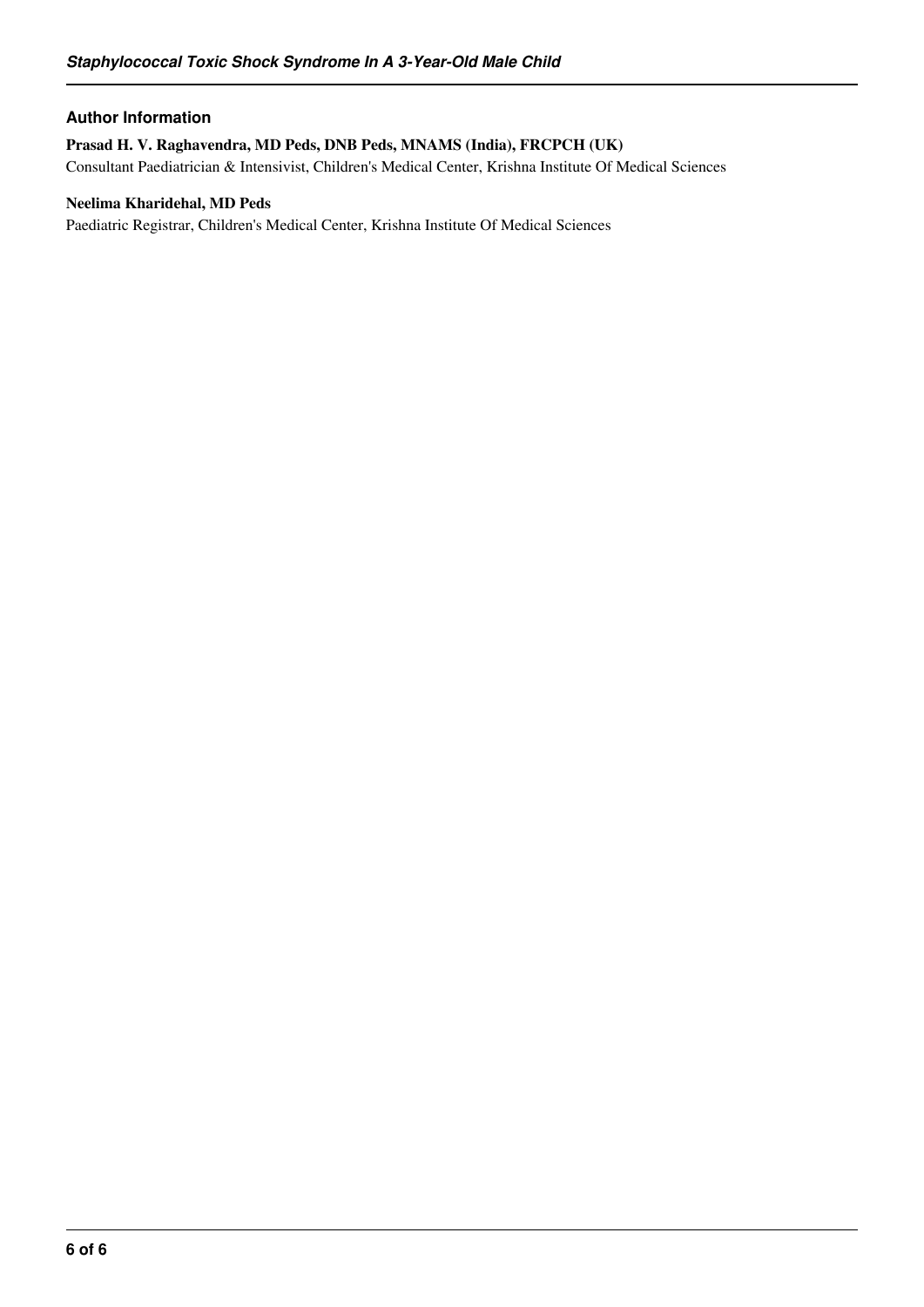## Author Information

**Prasad H. V. Raghavendra, MD Peds, DNB Peds, MNAMS (India), FRCPCH (UK)**
Consultant Paediatrician & Intensivist, Children's Medical Center, Krishna Institute Of Medical Sciences

**Neelima Kharidehal, MD Peds**
Paediatric Registrar, Children's Medical Center, Krishna Institute Of Medical Sciences